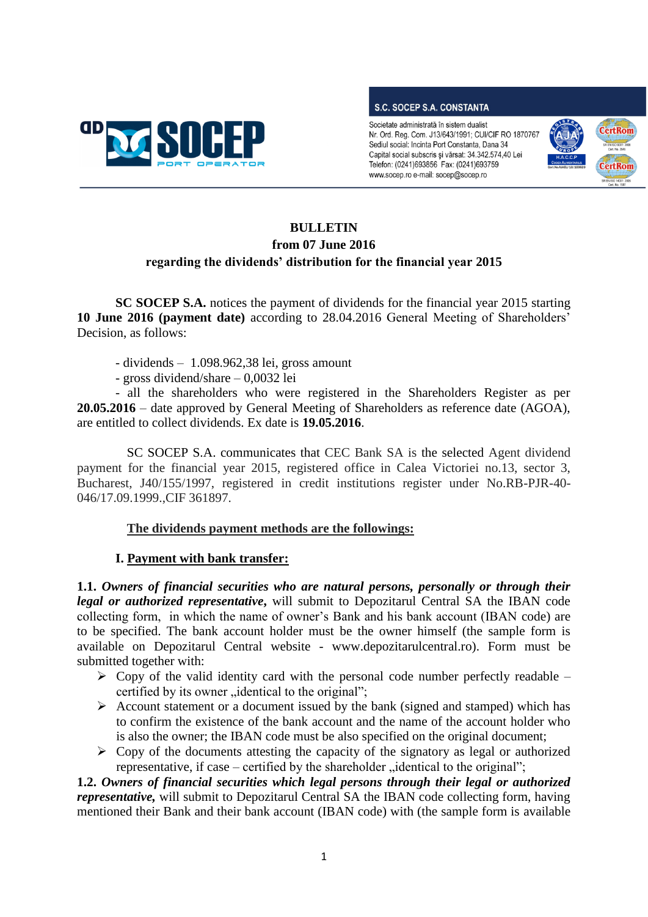S.C. SOCEP S.A. CONSTANTA

Societate administrată în sistem dualist
Nr. Ord. Reg. Com. J13/643/1991; CUI/CIF RO 1870767
Sediul social: Incinta Port Constanta, Dana 34
Capital social subscris şi vărsat: 34.342.574,40 Lei
Telefon: (0241)693856 Fax: (0241)693759
www.socep.ro e-mail: socep@socep.ro

**BULLETIN**
**from 07 June 2016**
**regarding the dividends' distribution for the financial year 2015**

**SC SOCEP S.A.** notices the payment of dividends for the financial year 2015 starting **10 June 2016 (payment date)** according to 28.04.2016 General Meeting of Shareholders' Decision, as follows:

- dividends – 1.098.962,38 lei, gross amount
- gross dividend/share – 0,0032 lei
- all the shareholders who were registered in the Shareholders Register as per **20.05.2016** – date approved by General Meeting of Shareholders as reference date (AGOA), are entitled to collect dividends. Ex date is **19.05.2016**.

SC SOCEP S.A. communicates that CEC Bank SA is the selected Agent dividend payment for the financial year 2015, registered office in Calea Victoriei no.13, sector 3, Bucharest, J40/155/1997, registered in credit institutions register under No.RB-PJR-40-046/17.09.1999.,CIF 361897.

**<u>The dividends payment methods are the followings:</u>**

**I. <u>Payment with bank transfer:</u>**

**1.1. *Owners of financial securities who are natural persons, personally or through their legal or authorized representative,*** will submit to Depozitarul Central SA the IBAN code collecting form, in which the name of owner's Bank and his bank account (IBAN code) are to be specified. The bank account holder must be the owner himself (the sample form is available on Depozitarul Central website - www.depozitarulcentral.ro). Form must be submitted together with:

- Copy of the valid identity card with the personal code number perfectly readable – certified by its owner „identical to the original";
- Account statement or a document issued by the bank (signed and stamped) which has to confirm the existence of the bank account and the name of the account holder who is also the owner; the IBAN code must be also specified on the original document;
- Copy of the documents attesting the capacity of the signatory as legal or authorized representative, if case – certified by the shareholder „identical to the original";

**1.2. *Owners of financial securities which legal persons through their legal or authorized representative,*** will submit to Depozitarul Central SA the IBAN code collecting form, having mentioned their Bank and their bank account (IBAN code) with (the sample form is available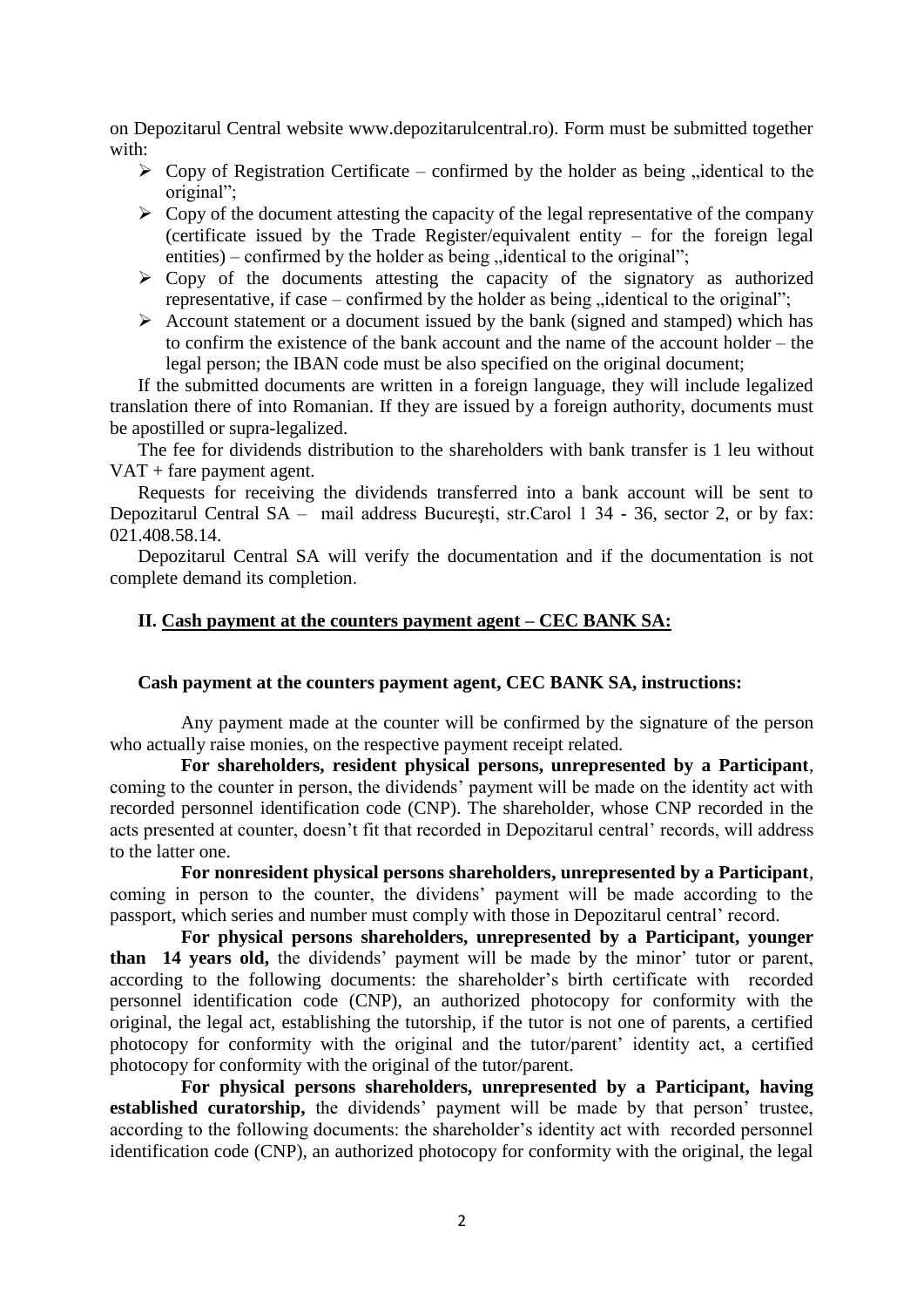on Depozitarul Central website www.depozitarulcentral.ro). Form must be submitted together with:

- Copy of Registration Certificate – confirmed by the holder as being „identical to the original";
- Copy of the document attesting the capacity of the legal representative of the company (certificate issued by the Trade Register/equivalent entity – for the foreign legal entities) – confirmed by the holder as being „identical to the original";
- Copy of the documents attesting the capacity of the signatory as authorized representative, if case – confirmed by the holder as being „identical to the original";
- Account statement or a document issued by the bank (signed and stamped) which has to confirm the existence of the bank account and the name of the account holder – the legal person; the IBAN code must be also specified on the original document;

If the submitted documents are written in a foreign language, they will include legalized translation there of into Romanian. If they are issued by a foreign authority, documents must be apostilled or supra-legalized.

The fee for dividends distribution to the shareholders with bank transfer is 1 leu without VAT + fare payment agent.

Requests for receiving the dividends transferred into a bank account will be sent to Depozitarul Central SA – mail address Bucureşti, str.Carol 1 34 - 36, sector 2, or by fax: 021.408.58.14.

Depozitarul Central SA will verify the documentation and if the documentation is not complete demand its completion.

## II. Cash payment at the counters payment agent – CEC BANK SA:

**Cash payment at the counters payment agent, CEC BANK SA, instructions:**

Any payment made at the counter will be confirmed by the signature of the person who actually raise monies, on the respective payment receipt related.

**For shareholders, resident physical persons, unrepresented by a Participant**, coming to the counter in person, the dividends' payment will be made on the identity act with recorded personnel identification code (CNP). The shareholder, whose CNP recorded in the acts presented at counter, doesn't fit that recorded in Depozitarul central' records, will address to the latter one.

**For nonresident physical persons shareholders, unrepresented by a Participant**, coming in person to the counter, the dividens' payment will be made according to the passport, which series and number must comply with those in Depozitarul central' record.

**For physical persons shareholders, unrepresented by a Participant, younger than 14 years old,** the dividends' payment will be made by the minor' tutor or parent, according to the following documents: the shareholder's birth certificate with recorded personnel identification code (CNP), an authorized photocopy for conformity with the original, the legal act, establishing the tutorship, if the tutor is not one of parents, a certified photocopy for conformity with the original and the tutor/parent' identity act, a certified photocopy for conformity with the original of the tutor/parent.

**For physical persons shareholders, unrepresented by a Participant, having established curatorship,** the dividends' payment will be made by that person' trustee, according to the following documents: the shareholder's identity act with recorded personnel identification code (CNP), an authorized photocopy for conformity with the original, the legal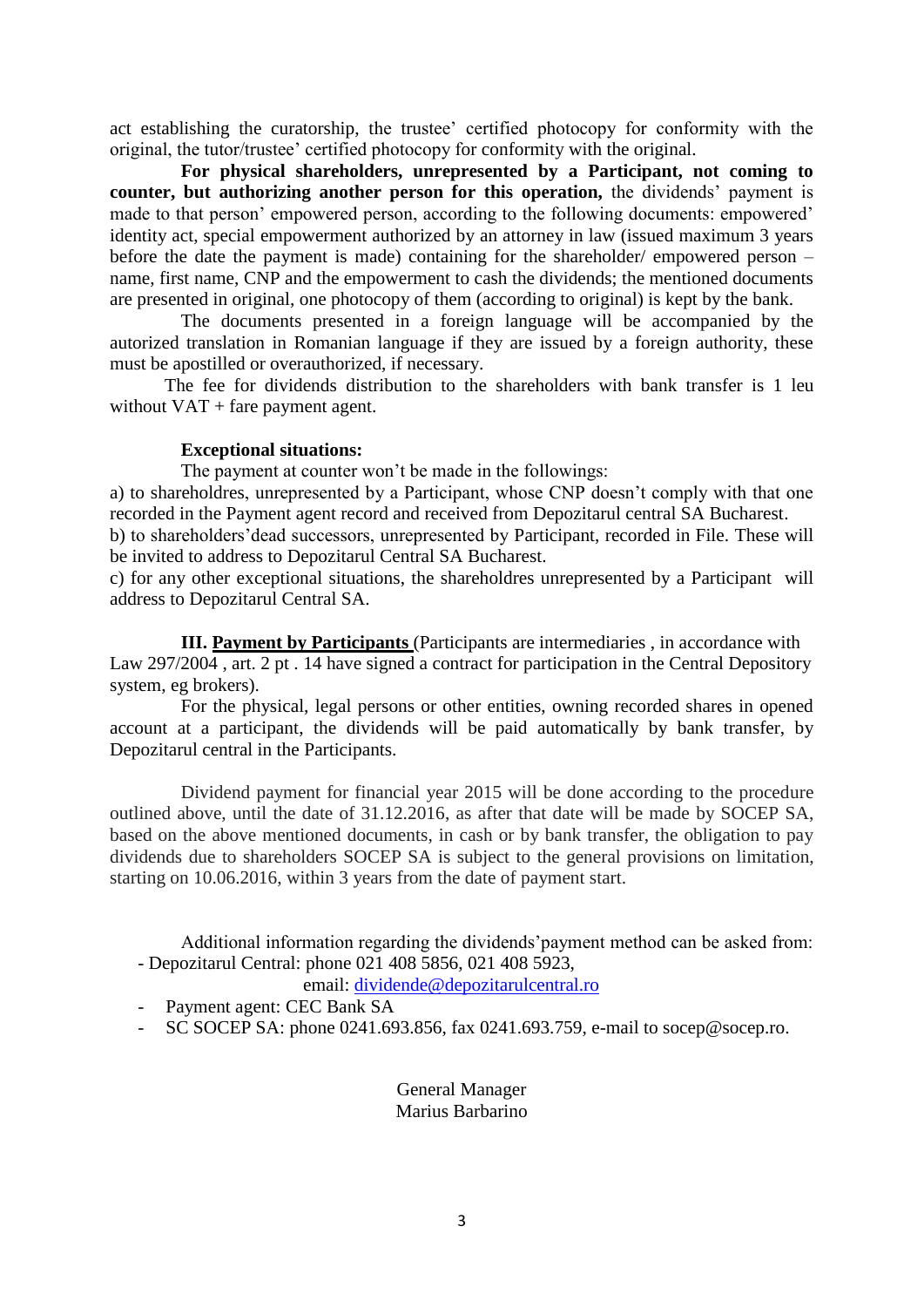act establishing the curatorship, the trustee' certified photocopy for conformity with the original, the tutor/trustee' certified photocopy for conformity with the original.

**For physical shareholders, unrepresented by a Participant, not coming to counter, but authorizing another person for this operation,** the dividends' payment is made to that person' empowered person, according to the following documents: empowered' identity act, special empowerment authorized by an attorney in law (issued maximum 3 years before the date the payment is made) containing for the shareholder/ empowered person – name, first name, CNP and the empowerment to cash the dividends; the mentioned documents are presented in original, one photocopy of them (according to original) is kept by the bank.

The documents presented in a foreign language will be accompanied by the autorized translation in Romanian language if they are issued by a foreign authority, these must be apostilled or overauthorized, if necessary.

The fee for dividends distribution to the shareholders with bank transfer is 1 leu without VAT + fare payment agent.

**Exceptional situations:**

The payment at counter won't be made in the followings:

a) to shareholdres, unrepresented by a Participant, whose CNP doesn't comply with that one recorded in the Payment agent record and received from Depozitarul central SA Bucharest.

b) to shareholders'dead successors, unrepresented by Participant, recorded in File. These will be invited to address to Depozitarul Central SA Bucharest.

c) for any other exceptional situations, the shareholdres unrepresented by a Participant will address to Depozitarul Central SA.

**III. <u>Payment by Participants</u>** (Participants are intermediaries , in accordance with Law 297/2004 , art. 2 pt . 14 have signed a contract for participation in the Central Depository system, eg brokers).

For the physical, legal persons or other entities, owning recorded shares in opened account at a participant, the dividends will be paid automatically by bank transfer, by Depozitarul central in the Participants.

Dividend payment for financial year 2015 will be done according to the procedure outlined above, until the date of 31.12.2016, as after that date will be made by SOCEP SA, based on the above mentioned documents, in cash or by bank transfer, the obligation to pay dividends due to shareholders SOCEP SA is subject to the general provisions on limitation, starting on 10.06.2016, within 3 years from the date of payment start.

Additional information regarding the dividends'payment method can be asked from:

- Depozitarul Central: phone 021 408 5856, 021 408 5923,
  email: dividende@depozitarulcentral.ro
- Payment agent: CEC Bank SA
- SC SOCEP SA: phone 0241.693.856, fax 0241.693.759, e-mail to socep@socep.ro.

General Manager
Marius Barbarino